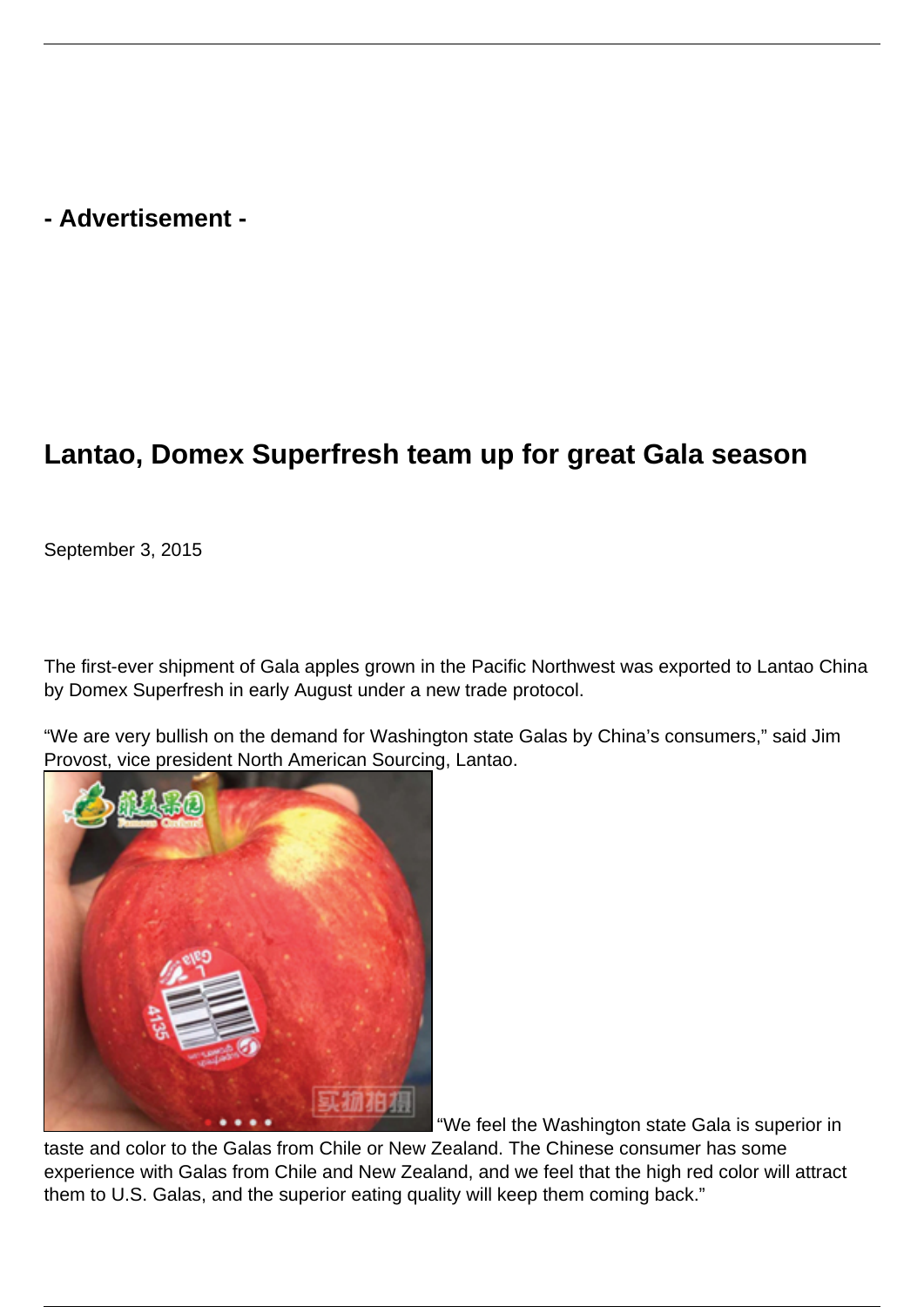- Advertisement -

# Lantao, Domex Superfresh team up for great Gala season

September 3, 2015

The first-ever shipment of Gala apples grown in the Pacific Northwest was exported to Lantao China by Domex Superfresh in early August under a new trade protocol.

"We are very bullish on the demand for Washington state Galas by China's consumers," said Jim Provost, vice president North American Sourcing, Lantao.

"We feel the Washington state Gala is superior in taste and color to the Galas from Chile or New Zealand. The Chinese consumer has some experience with Galas from Chile and New Zealand, and we feel that the high red color will attract them to U.S. Galas, and the superior eating quality will keep them coming back."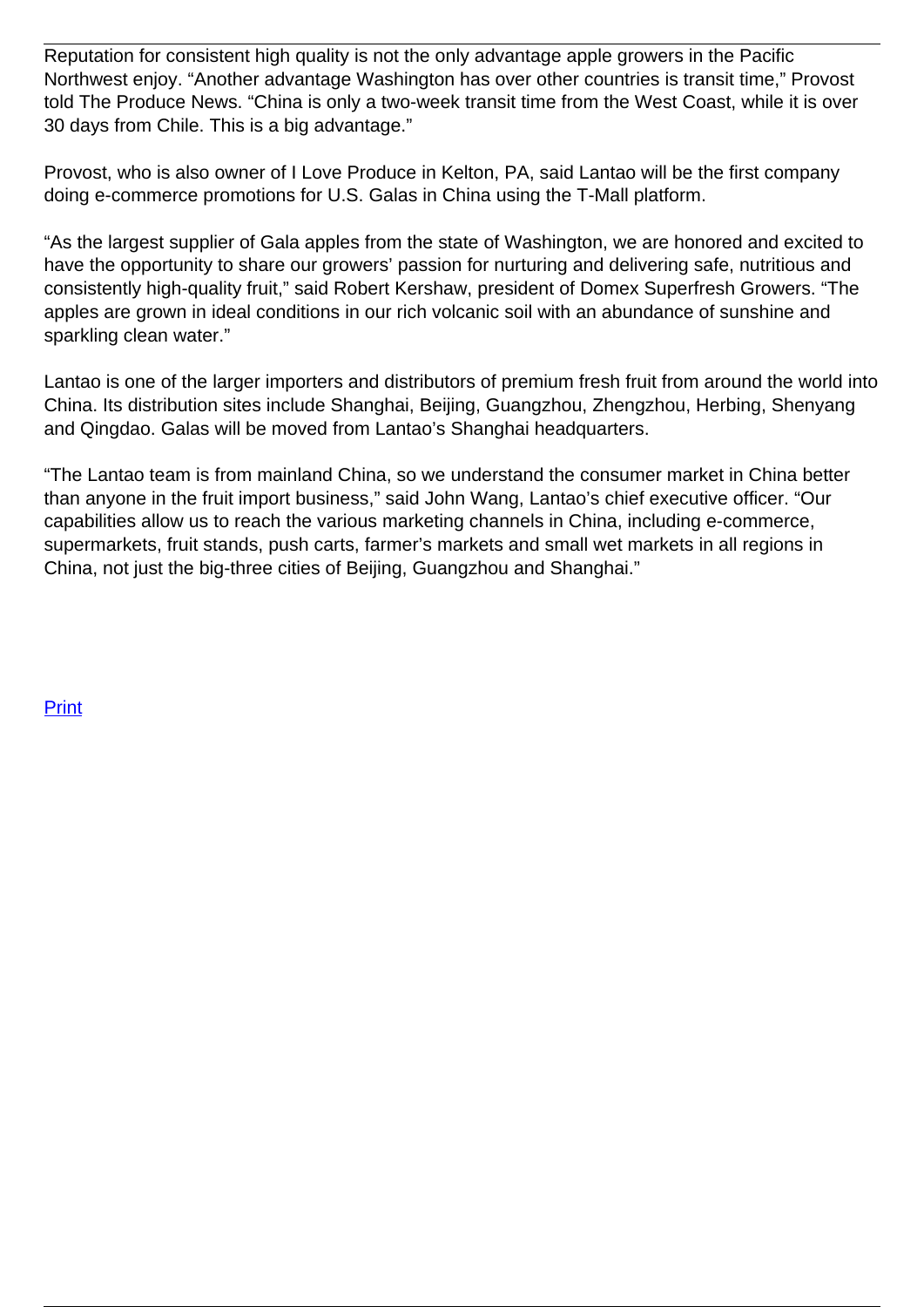Reputation for consistent high quality is not the only advantage apple growers in the Pacific Northwest enjoy. “Another advantage Washington has over other countries is transit time,” Provost told The Produce News. “China is only a two-week transit time from the West Coast, while it is over 30 days from Chile. This is a big advantage.”

Provost, who is also owner of I Love Produce in Kelton, PA, said Lantao will be the first company doing e-commerce promotions for U.S. Galas in China using the T-Mall platform.

“As the largest supplier of Gala apples from the state of Washington, we are honored and excited to have the opportunity to share our growers’ passion for nurturing and delivering safe, nutritious and consistently high-quality fruit,” said Robert Kershaw, president of Domex Superfresh Growers. “The apples are grown in ideal conditions in our rich volcanic soil with an abundance of sunshine and sparkling clean water.”

Lantao is one of the larger importers and distributors of premium fresh fruit from around the world into China. Its distribution sites include Shanghai, Beijing, Guangzhou, Zhengzhou, Herbing, Shenyang and Qingdao. Galas will be moved from Lantao’s Shanghai headquarters.

“The Lantao team is from mainland China, so we understand the consumer market in China better than anyone in the fruit import business,” said John Wang, Lantao’s chief executive officer. “Our capabilities allow us to reach the various marketing channels in China, including e-commerce, supermarkets, fruit stands, push carts, farmer’s markets and small wet markets in all regions in China, not just the big-three cities of Beijing, Guangzhou and Shanghai.”

Print